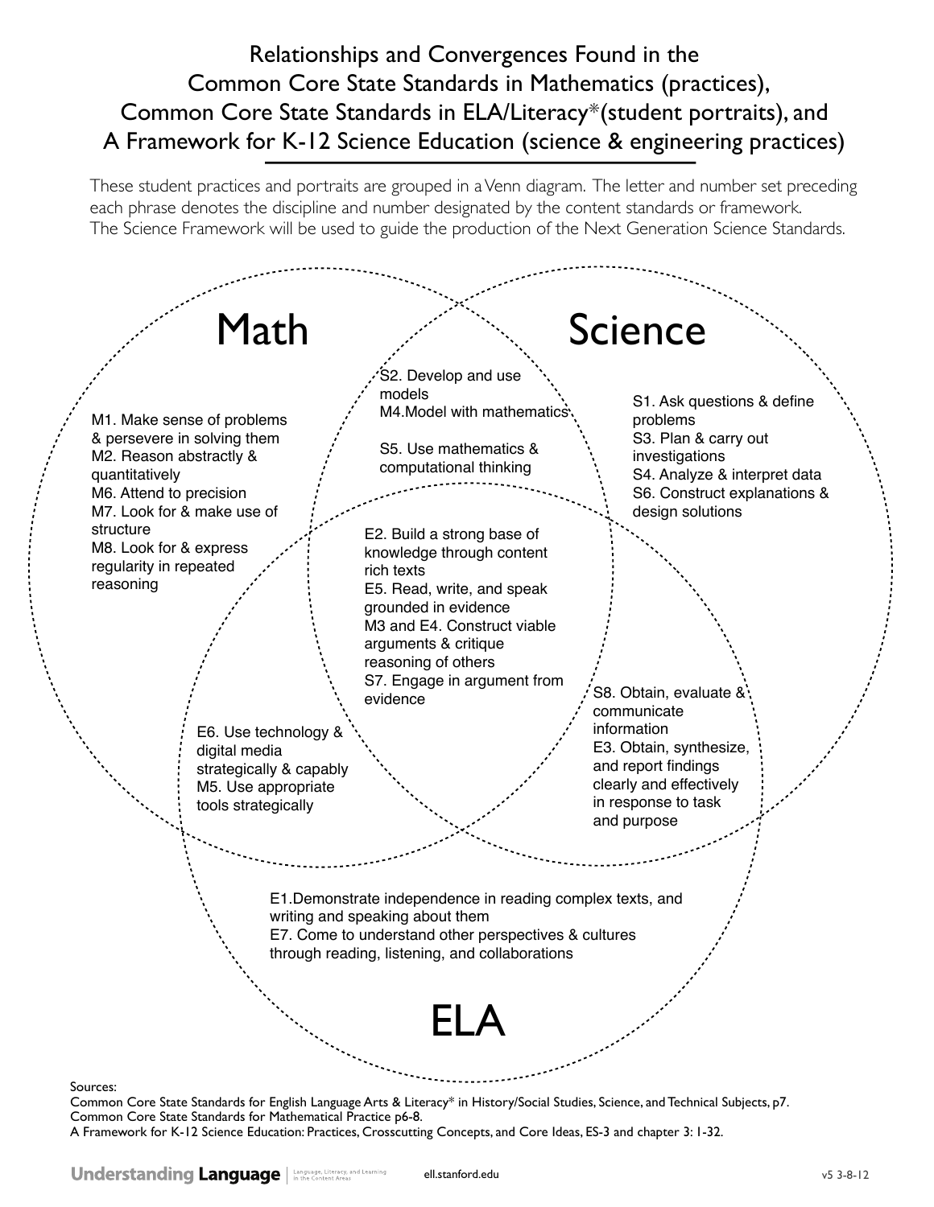# Relationships and Convergences Found in the Common Core State Standards in Mathematics (practices), Common Core State Standards in ELA/Literacy*(student portraits), and A Framework for K-12 Science Education (science & engineering practices)

These student practices and portraits are grouped in a Venn diagram. The letter and number set preceding each phrase denotes the discipline and number designated by the content standards or framework. The Science Framework will be used to guide the production of the Next Generation Science Standards.

## Math

- M1. Make sense of problems & persevere in solving them
- M2. Reason abstractly & quantitatively
- M6. Attend to precision
- M7. Look for & make use of structure
- M8. Look for & express regularity in repeated reasoning

## Science

- S1. Ask questions & define problems
- S3. Plan & carry out investigations
- S4. Analyze & interpret data
- S6. Construct explanations & design solutions

## ELA

- E1. Demonstrate independence in reading complex texts, and writing and speaking about them
- E7. Come to understand other perspectives & cultures through reading, listening, and collaborations

## Math and Science

- S2. Develop and use models
- M4. Model with mathematics
- S5. Use mathematics & computational thinking

## Math and ELA

- E6. Use technology & digital media strategically & capably
- M5. Use appropriate tools strategically

## Science and ELA

- S8. Obtain, evaluate & communicate information
- E3. Obtain, synthesize, and report findings clearly and effectively in response to task and purpose

## Math, Science, and ELA

- E2. Build a strong base of knowledge through content rich texts
- E5. Read, write, and speak grounded in evidence
- M3 and E4. Construct viable arguments & critique reasoning of others
- S7. Engage in argument from evidence

Sources:
Common Core State Standards for English Language Arts & Literacy* in History/Social Studies, Science, and Technical Subjects, p7.
Common Core State Standards for Mathematical Practice p6-8.
A Framework for K-12 Science Education: Practices, Crosscutting Concepts, and Core Ideas, ES-3 and chapter 3: 1-32.

Understanding Language | Language, Literacy, and Learning in the Content Areas — ell.stanford.edu — v5 3-8-12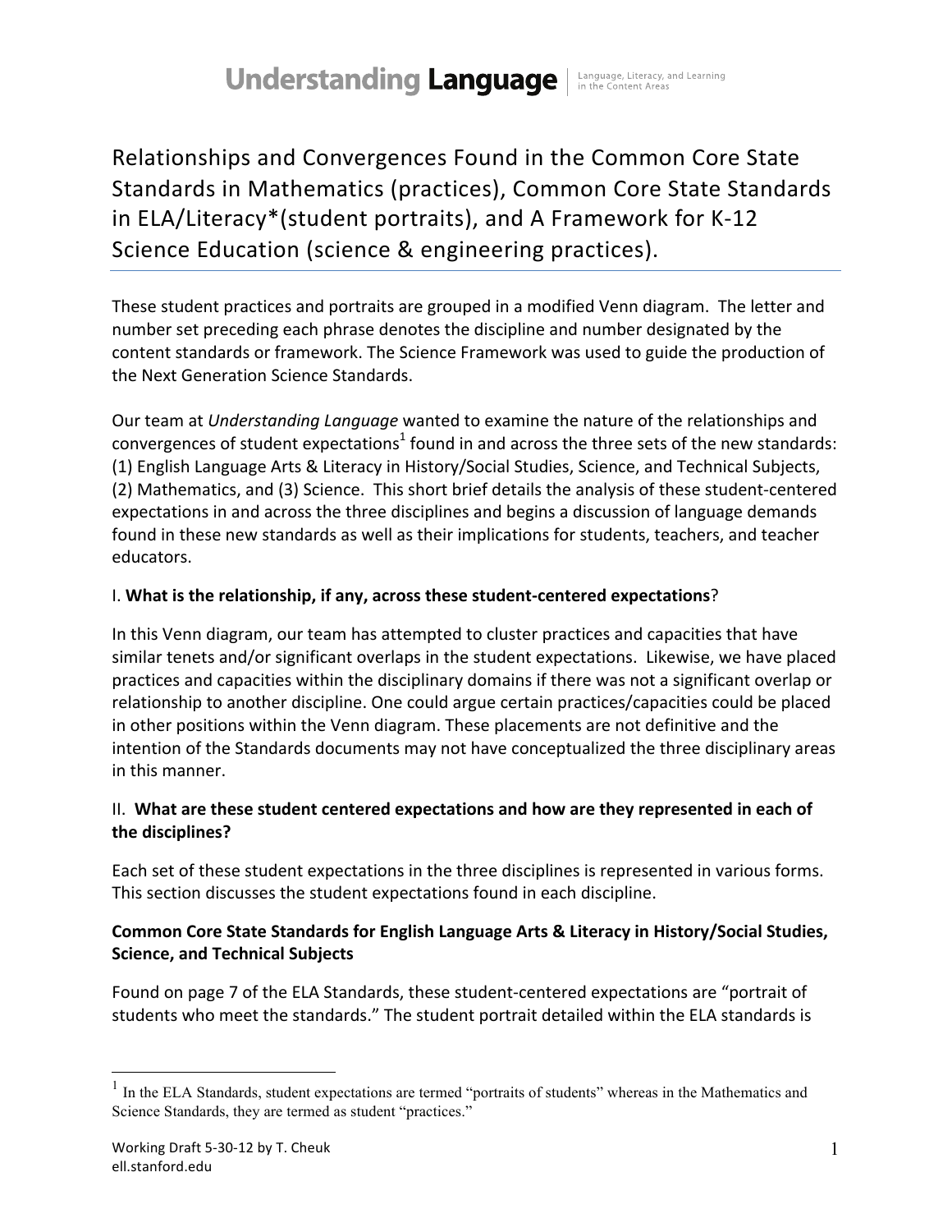# Relationships and Convergences Found in the Common Core State Standards in Mathematics (practices), Common Core State Standards in ELA/Literacy*(student portraits), and A Framework for K-12 Science Education (science & engineering practices).

These student practices and portraits are grouped in a modified Venn diagram. The letter and number set preceding each phrase denotes the discipline and number designated by the content standards or framework. The Science Framework was used to guide the production of the Next Generation Science Standards.

Our team at *Understanding Language* wanted to examine the nature of the relationships and convergences of student expectations[1] found in and across the three sets of the new standards: (1) English Language Arts & Literacy in History/Social Studies, Science, and Technical Subjects, (2) Mathematics, and (3) Science. This short brief details the analysis of these student-centered expectations in and across the three disciplines and begins a discussion of language demands found in these new standards as well as their implications for students, teachers, and teacher educators.

### I. **What is the relationship, if any, across these student-centered expectations**?

In this Venn diagram, our team has attempted to cluster practices and capacities that have similar tenets and/or significant overlaps in the student expectations. Likewise, we have placed practices and capacities within the disciplinary domains if there was not a significant overlap or relationship to another discipline. One could argue certain practices/capacities could be placed in other positions within the Venn diagram. These placements are not definitive and the intention of the Standards documents may not have conceptualized the three disciplinary areas in this manner.

### II. **What are these student centered expectations and how are they represented in each of the disciplines?**

Each set of these student expectations in the three disciplines is represented in various forms. This section discusses the student expectations found in each discipline.

#### Common Core State Standards for English Language Arts & Literacy in History/Social Studies, Science, and Technical Subjects

Found on page 7 of the ELA Standards, these student-centered expectations are "portrait of students who meet the standards." The student portrait detailed within the ELA standards is

---

[1] In the ELA Standards, student expectations are termed "portraits of students" whereas in the Mathematics and Science Standards, they are termed as student "practices."

Working Draft 5-30-12 by T. Cheuk
ell.stanford.edu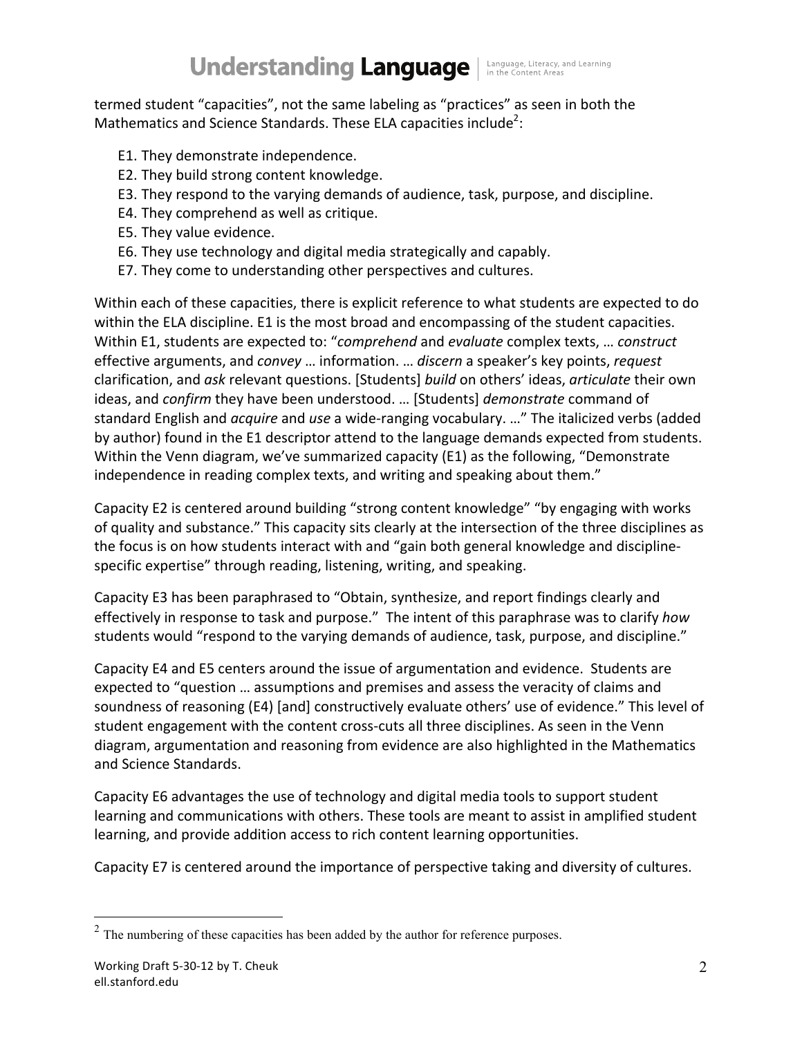termed student "capacities", not the same labeling as "practices" as seen in both the Mathematics and Science Standards. These ELA capacities include[2]:

E1. They demonstrate independence.
E2. They build strong content knowledge.
E3. They respond to the varying demands of audience, task, purpose, and discipline.
E4. They comprehend as well as critique.
E5. They value evidence.
E6. They use technology and digital media strategically and capably.
E7. They come to understanding other perspectives and cultures.

Within each of these capacities, there is explicit reference to what students are expected to do within the ELA discipline. E1 is the most broad and encompassing of the student capacities. Within E1, students are expected to: "*comprehend* and *evaluate* complex texts, … *construct* effective arguments, and *convey* … information. … *discern* a speaker's key points, *request* clarification, and *ask* relevant questions. [Students] *build* on others' ideas, *articulate* their own ideas, and *confirm* they have been understood. … [Students] *demonstrate* command of standard English and *acquire* and *use* a wide-ranging vocabulary. …" The italicized verbs (added by author) found in the E1 descriptor attend to the language demands expected from students. Within the Venn diagram, we've summarized capacity (E1) as the following, "Demonstrate independence in reading complex texts, and writing and speaking about them."

Capacity E2 is centered around building "strong content knowledge" "by engaging with works of quality and substance." This capacity sits clearly at the intersection of the three disciplines as the focus is on how students interact with and "gain both general knowledge and discipline-specific expertise" through reading, listening, writing, and speaking.

Capacity E3 has been paraphrased to "Obtain, synthesize, and report findings clearly and effectively in response to task and purpose." The intent of this paraphrase was to clarify *how* students would "respond to the varying demands of audience, task, purpose, and discipline."

Capacity E4 and E5 centers around the issue of argumentation and evidence. Students are expected to "question … assumptions and premises and assess the veracity of claims and soundness of reasoning (E4) [and] constructively evaluate others' use of evidence." This level of student engagement with the content cross-cuts all three disciplines. As seen in the Venn diagram, argumentation and reasoning from evidence are also highlighted in the Mathematics and Science Standards.

Capacity E6 advantages the use of technology and digital media tools to support student learning and communications with others. These tools are meant to assist in amplified student learning, and provide addition access to rich content learning opportunities.

Capacity E7 is centered around the importance of perspective taking and diversity of cultures.

---

[2] The numbering of these capacities has been added by the author for reference purposes.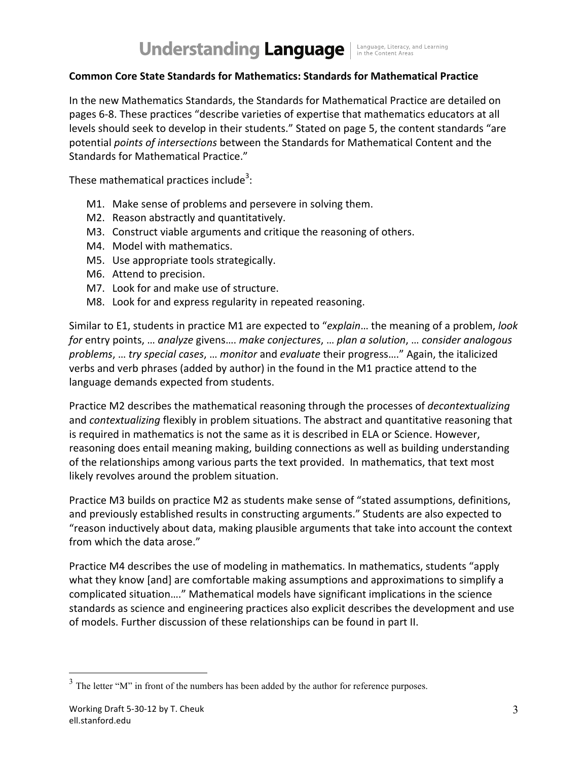**Common Core State Standards for Mathematics: Standards for Mathematical Practice**

In the new Mathematics Standards, the Standards for Mathematical Practice are detailed on pages 6-8. These practices "describe varieties of expertise that mathematics educators at all levels should seek to develop in their students." Stated on page 5, the content standards "are potential *points of intersections* between the Standards for Mathematical Content and the Standards for Mathematical Practice."

These mathematical practices include[3]:

M1. Make sense of problems and persevere in solving them.
M2. Reason abstractly and quantitatively.
M3. Construct viable arguments and critique the reasoning of others.
M4. Model with mathematics.
M5. Use appropriate tools strategically.
M6. Attend to precision.
M7. Look for and make use of structure.
M8. Look for and express regularity in repeated reasoning.

Similar to E1, students in practice M1 are expected to "*explain*… the meaning of a problem, *look for* entry points, … *analyze* givens…. *make conjectures*, … *plan a solution*, … *consider analogous problems*, … *try special cases*, … *monitor* and *evaluate* their progress…." Again, the italicized verbs and verb phrases (added by author) in the found in the M1 practice attend to the language demands expected from students.

Practice M2 describes the mathematical reasoning through the processes of *decontextualizing* and *contextualizing* flexibly in problem situations. The abstract and quantitative reasoning that is required in mathematics is not the same as it is described in ELA or Science. However, reasoning does entail meaning making, building connections as well as building understanding of the relationships among various parts the text provided. In mathematics, that text most likely revolves around the problem situation.

Practice M3 builds on practice M2 as students make sense of "stated assumptions, definitions, and previously established results in constructing arguments." Students are also expected to "reason inductively about data, making plausible arguments that take into account the context from which the data arose."

Practice M4 describes the use of modeling in mathematics. In mathematics, students "apply what they know [and] are comfortable making assumptions and approximations to simplify a complicated situation…." Mathematical models have significant implications in the science standards as science and engineering practices also explicit describes the development and use of models. Further discussion of these relationships can be found in part II.

[3] The letter "M" in front of the numbers has been added by the author for reference purposes.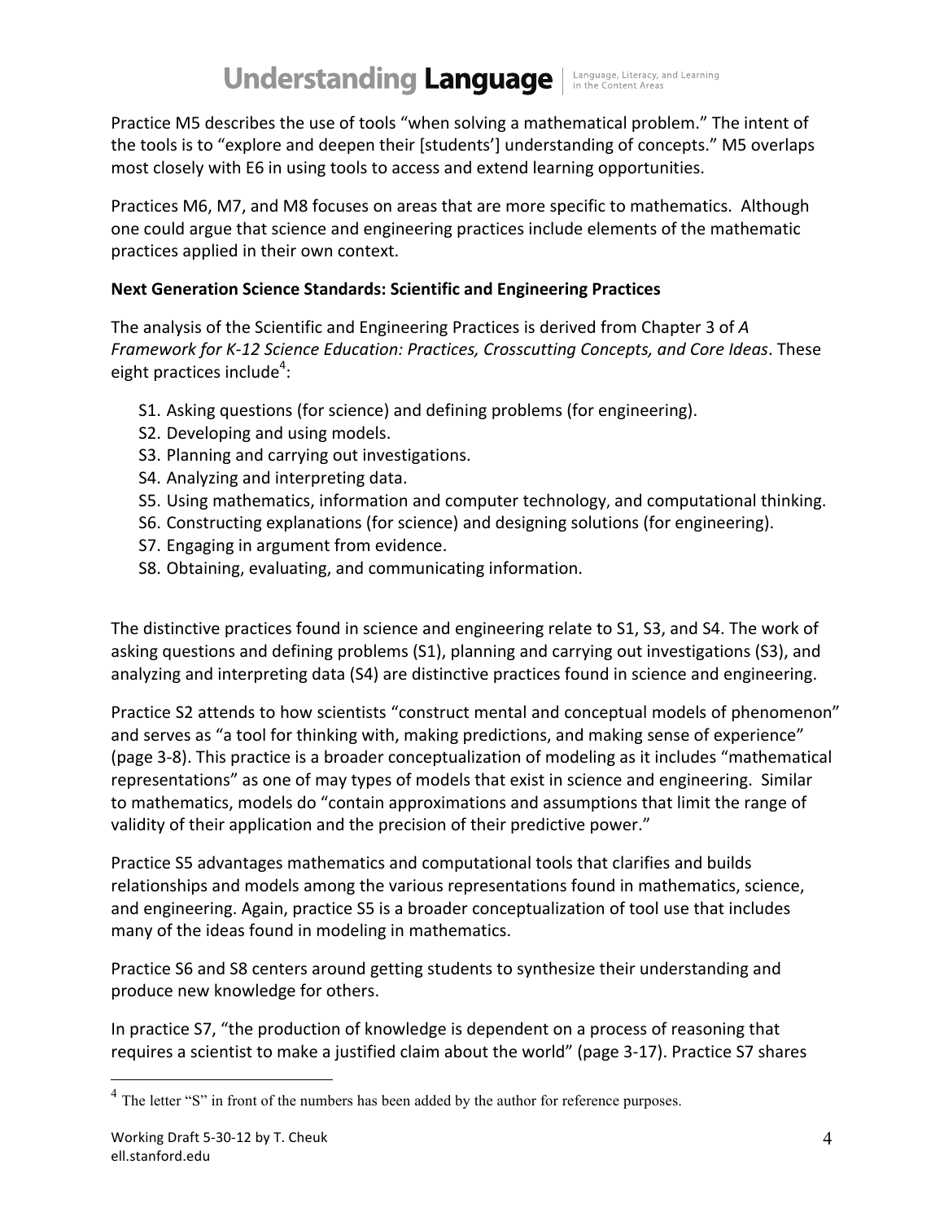Practice M5 describes the use of tools "when solving a mathematical problem." The intent of the tools is to "explore and deepen their [students'] understanding of concepts." M5 overlaps most closely with E6 in using tools to access and extend learning opportunities.

Practices M6, M7, and M8 focuses on areas that are more specific to mathematics. Although one could argue that science and engineering practices include elements of the mathematic practices applied in their own context.

**Next Generation Science Standards: Scientific and Engineering Practices**

The analysis of the Scientific and Engineering Practices is derived from Chapter 3 of *A Framework for K-12 Science Education: Practices, Crosscutting Concepts, and Core Ideas*. These eight practices include[4]:

- S1. Asking questions (for science) and defining problems (for engineering).
- S2. Developing and using models.
- S3. Planning and carrying out investigations.
- S4. Analyzing and interpreting data.
- S5. Using mathematics, information and computer technology, and computational thinking.
- S6. Constructing explanations (for science) and designing solutions (for engineering).
- S7. Engaging in argument from evidence.
- S8. Obtaining, evaluating, and communicating information.

The distinctive practices found in science and engineering relate to S1, S3, and S4. The work of asking questions and defining problems (S1), planning and carrying out investigations (S3), and analyzing and interpreting data (S4) are distinctive practices found in science and engineering.

Practice S2 attends to how scientists "construct mental and conceptual models of phenomenon" and serves as "a tool for thinking with, making predictions, and making sense of experience" (page 3-8). This practice is a broader conceptualization of modeling as it includes "mathematical representations" as one of may types of models that exist in science and engineering. Similar to mathematics, models do "contain approximations and assumptions that limit the range of validity of their application and the precision of their predictive power."

Practice S5 advantages mathematics and computational tools that clarifies and builds relationships and models among the various representations found in mathematics, science, and engineering. Again, practice S5 is a broader conceptualization of tool use that includes many of the ideas found in modeling in mathematics.

Practice S6 and S8 centers around getting students to synthesize their understanding and produce new knowledge for others.

In practice S7, "the production of knowledge is dependent on a process of reasoning that requires a scientist to make a justified claim about the world" (page 3-17). Practice S7 shares

[4] The letter "S" in front of the numbers has been added by the author for reference purposes.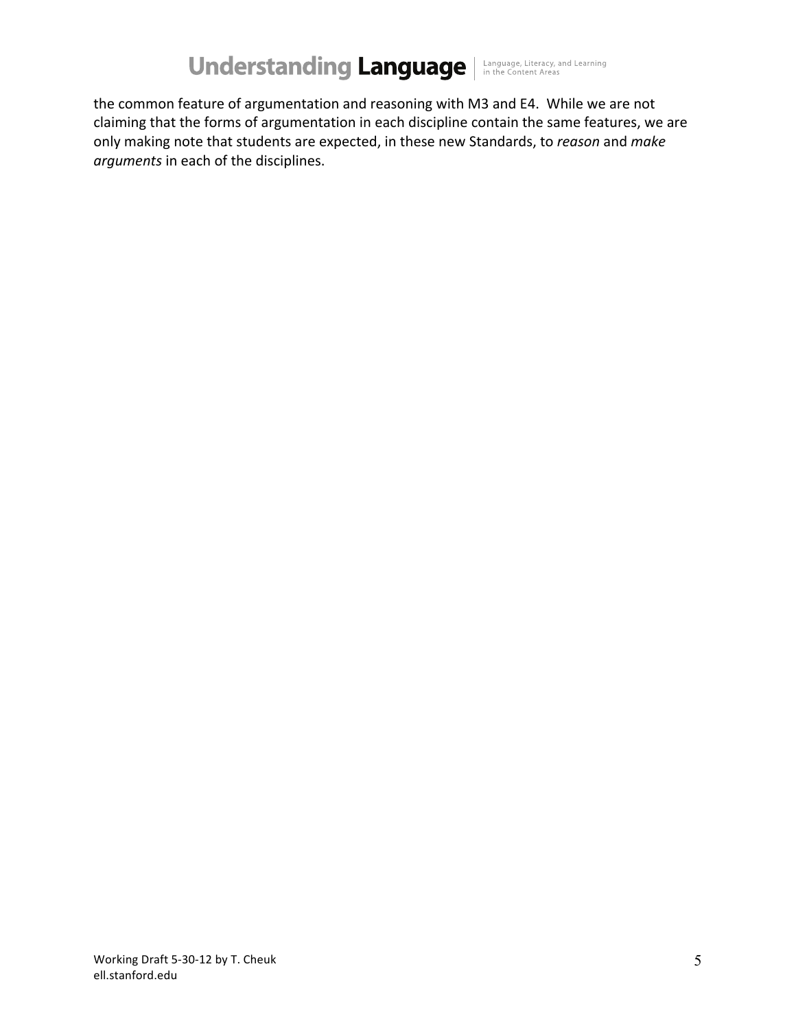the common feature of argumentation and reasoning with M3 and E4. While we are not claiming that the forms of argumentation in each discipline contain the same features, we are only making note that students are expected, in these new Standards, to *reason* and *make arguments* in each of the disciplines.